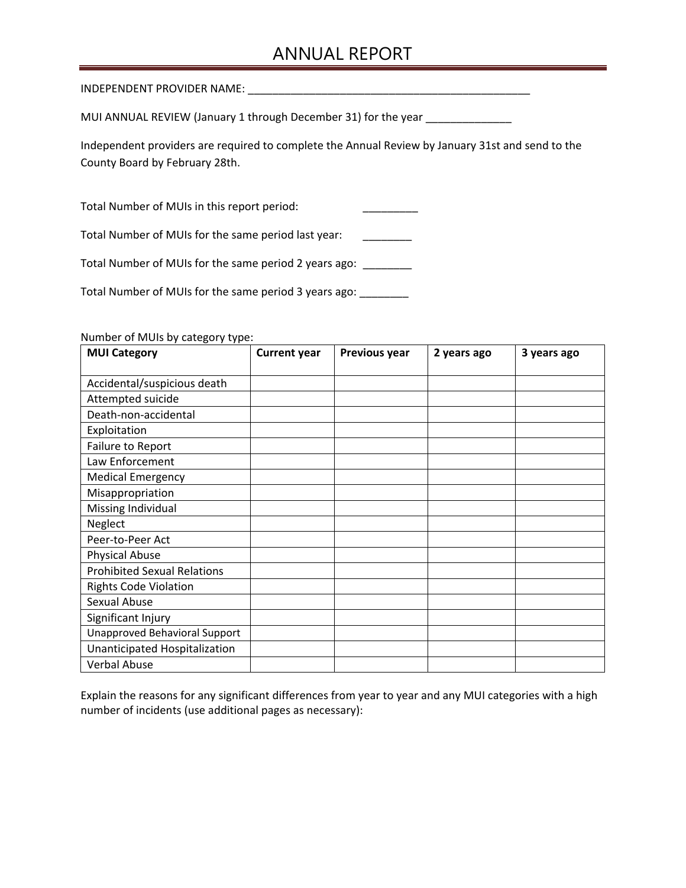# ANNUAL REPORT

INDEPENDENT PROVIDER NAME: _______________________________________________

MUI ANNUAL REVIEW (January 1 through December 31) for the year ______________

Independent providers are required to complete the Annual Review by January 31st and send to the County Board by February 28th.

Total Number of MUIs in this report period: _________

Total Number of MUIs for the same period last year: ________

Total Number of MUIs for the same period 2 years ago: ________

Total Number of MUIs for the same period 3 years ago: ________

Number of MUIs by category type:

| MUI Category | Current year | Previous year | 2 years ago | 3 years ago |
|---|---|---|---|---|
| Accidental/suspicious death | | | | |
| Attempted suicide | | | | |
| Death-non-accidental | | | | |
| Exploitation | | | | |
| Failure to Report | | | | |
| Law Enforcement | | | | |
| Medical Emergency | | | | |
| Misappropriation | | | | |
| Missing Individual | | | | |
| Neglect | | | | |
| Peer-to-Peer Act | | | | |
| Physical Abuse | | | | |
| Prohibited Sexual Relations | | | | |
| Rights Code Violation | | | | |
| Sexual Abuse | | | | |
| Significant Injury | | | | |
| Unapproved Behavioral Support | | | | |
| Unanticipated Hospitalization | | | | |
| Verbal Abuse | | | | |

Explain the reasons for any significant differences from year to year and any MUI categories with a high number of incidents (use additional pages as necessary):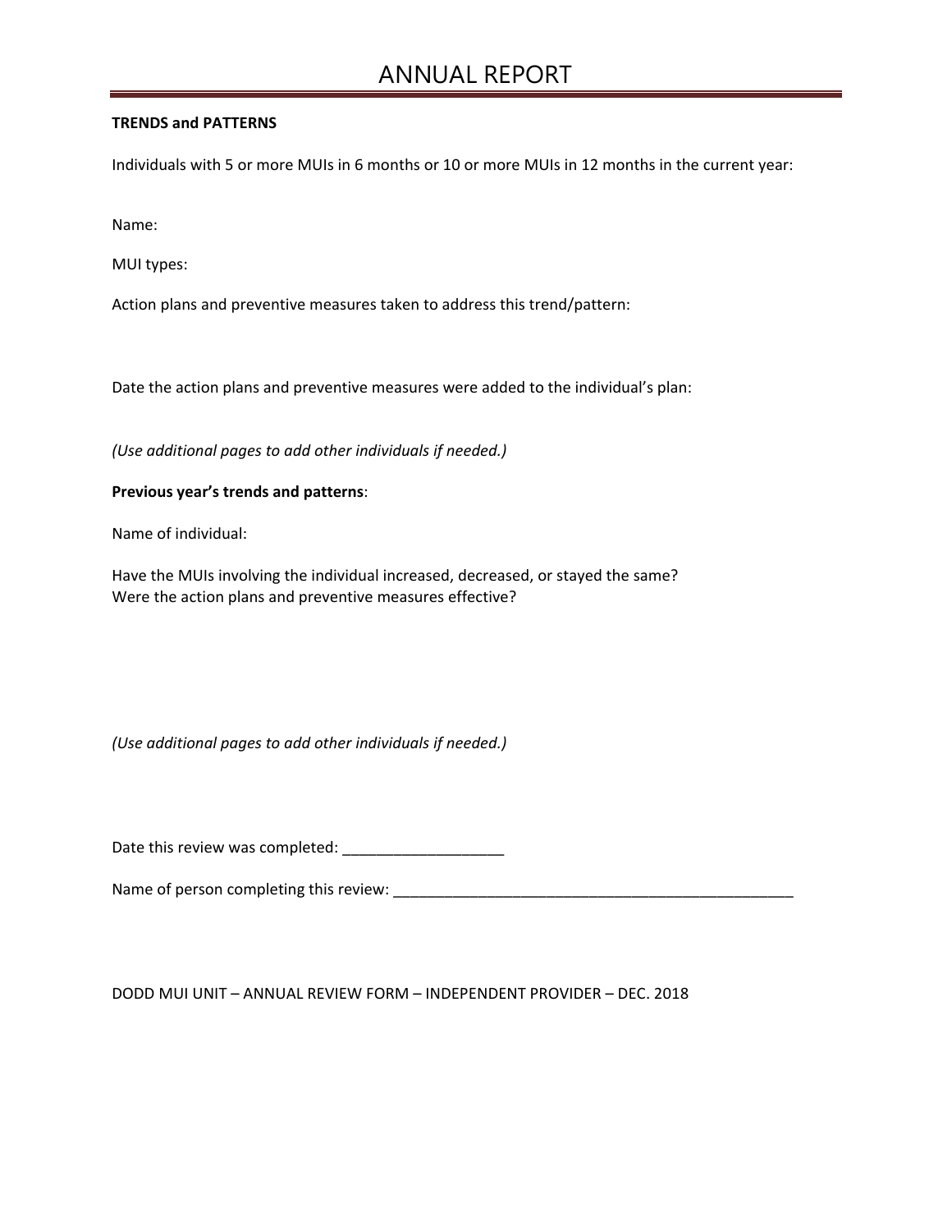# ANNUAL REPORT

**TRENDS and PATTERNS**

Individuals with 5 or more MUIs in 6 months or 10 or more MUIs in 12 months in the current year:

Name:

MUI types:

Action plans and preventive measures taken to address this trend/pattern:

Date the action plans and preventive measures were added to the individual's plan:

*(Use additional pages to add other individuals if needed.)*

**Previous year's trends and patterns**:

Name of individual:

Have the MUIs involving the individual increased, decreased, or stayed the same?
Were the action plans and preventive measures effective?

*(Use additional pages to add other individuals if needed.)*

Date this review was completed: ___________________

Name of person completing this review: _________________________________________________

DODD MUI UNIT – ANNUAL REVIEW FORM – INDEPENDENT PROVIDER – DEC. 2018